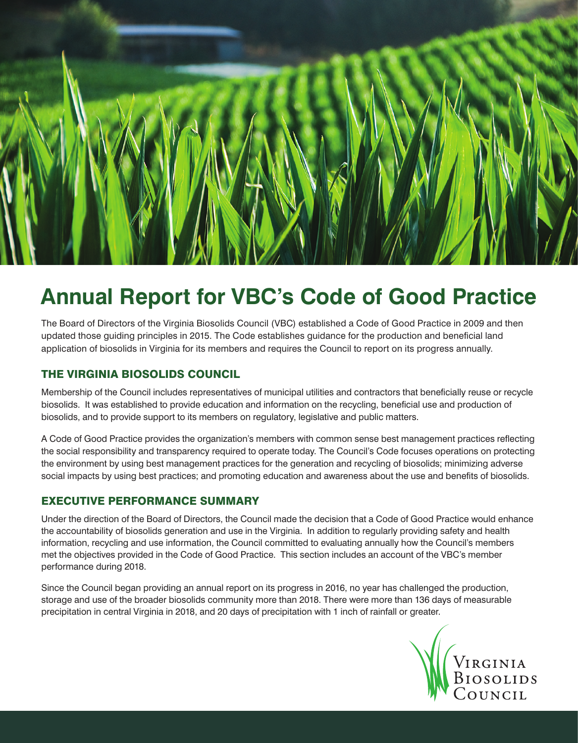# Annual Report for VBC's Code of Good Practice

The Board of Directors of the Virginia Biosolids Council (VBC) established a Code of Good Practice in 2009 and then updated those guiding principles in 2015. The Code establishes guidance for the production and beneficial land application of biosolids in Virginia for its members and requires the Council to report on its progress annually.

## THE VIRGINIA BIOSOLIDS COUNCIL

Membership of the Council includes representatives of municipal utilities and contractors that beneficially reuse or recycle biosolids. It was established to provide education and information on the recycling, beneficial use and production of biosolids, and to provide support to its members on regulatory, legislative and public matters.

A Code of Good Practice provides the organization's members with common sense best management practices reflecting the social responsibility and transparency required to operate today. The Council's Code focuses operations on protecting the environment by using best management practices for the generation and recycling of biosolids; minimizing adverse social impacts by using best practices; and promoting education and awareness about the use and benefits of biosolids.

## EXECUTIVE PERFORMANCE SUMMARY

Under the direction of the Board of Directors, the Council made the decision that a Code of Good Practice would enhance the accountability of biosolids generation and use in the Virginia. In addition to regularly providing safety and health information, recycling and use information, the Council committed to evaluating annually how the Council's members met the objectives provided in the Code of Good Practice. This section includes an account of the VBC's member performance during 2018.

Since the Council began providing an annual report on its progress in 2016, no year has challenged the production, storage and use of the broader biosolids community more than 2018. There were more than 136 days of measurable precipitation in central Virginia in 2018, and 20 days of precipitation with 1 inch of rainfall or greater.

Virginia Biosolids Council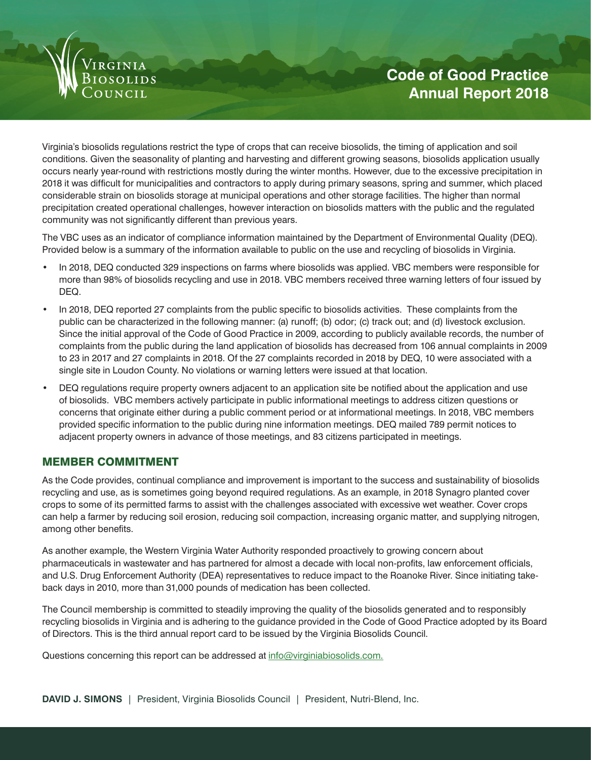Virginia Biosolids Council

# Code of Good Practice Annual Report 2018

Virginia's biosolids regulations restrict the type of crops that can receive biosolids, the timing of application and soil conditions. Given the seasonality of planting and harvesting and different growing seasons, biosolids application usually occurs nearly year-round with restrictions mostly during the winter months. However, due to the excessive precipitation in 2018 it was difficult for municipalities and contractors to apply during primary seasons, spring and summer, which placed considerable strain on biosolids storage at municipal operations and other storage facilities. The higher than normal precipitation created operational challenges, however interaction on biosolids matters with the public and the regulated community was not significantly different than previous years.

The VBC uses as an indicator of compliance information maintained by the Department of Environmental Quality (DEQ). Provided below is a summary of the information available to public on the use and recycling of biosolids in Virginia.

- In 2018, DEQ conducted 329 inspections on farms where biosolids was applied. VBC members were responsible for more than 98% of biosolids recycling and use in 2018. VBC members received three warning letters of four issued by DEQ.
- In 2018, DEQ reported 27 complaints from the public specific to biosolids activities. These complaints from the public can be characterized in the following manner: (a) runoff; (b) odor; (c) track out; and (d) livestock exclusion. Since the initial approval of the Code of Good Practice in 2009, according to publicly available records, the number of complaints from the public during the land application of biosolids has decreased from 106 annual complaints in 2009 to 23 in 2017 and 27 complaints in 2018. Of the 27 complaints recorded in 2018 by DEQ, 10 were associated with a single site in Loudon County. No violations or warning letters were issued at that location.
- DEQ regulations require property owners adjacent to an application site be notified about the application and use of biosolids. VBC members actively participate in public informational meetings to address citizen questions or concerns that originate either during a public comment period or at informational meetings. In 2018, VBC members provided specific information to the public during nine information meetings. DEQ mailed 789 permit notices to adjacent property owners in advance of those meetings, and 83 citizens participated in meetings.

## MEMBER COMMITMENT

As the Code provides, continual compliance and improvement is important to the success and sustainability of biosolids recycling and use, as is sometimes going beyond required regulations. As an example, in 2018 Synagro planted cover crops to some of its permitted farms to assist with the challenges associated with excessive wet weather. Cover crops can help a farmer by reducing soil erosion, reducing soil compaction, increasing organic matter, and supplying nitrogen, among other benefits.

As another example, the Western Virginia Water Authority responded proactively to growing concern about pharmaceuticals in wastewater and has partnered for almost a decade with local non-profits, law enforcement officials, and U.S. Drug Enforcement Authority (DEA) representatives to reduce impact to the Roanoke River. Since initiating take-back days in 2010, more than 31,000 pounds of medication has been collected.

The Council membership is committed to steadily improving the quality of the biosolids generated and to responsibly recycling biosolids in Virginia and is adhering to the guidance provided in the Code of Good Practice adopted by its Board of Directors. This is the third annual report card to be issued by the Virginia Biosolids Council.

Questions concerning this report can be addressed at info@virginiabiosolids.com.

**DAVID J. SIMONS** | President, Virginia Biosolids Council | President, Nutri-Blend, Inc.